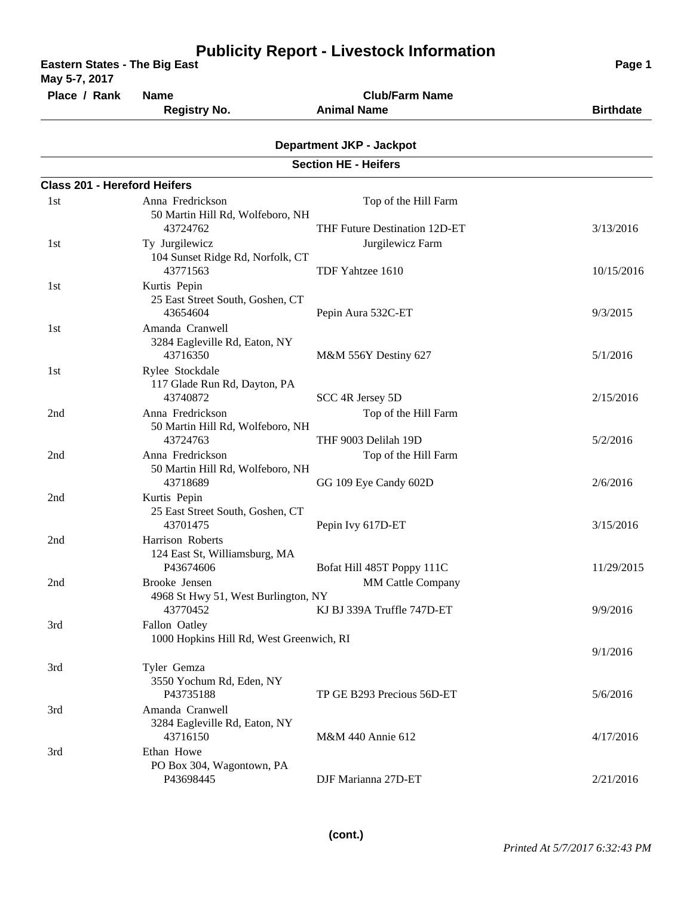# Publicity Report - Livestock Information

**Eastern States - The Big East**
**May 5-7, 2017**

## Department JKP - Jackpot

### Section HE - Heifers

#### Class 201 - Hereford Heifers

| Place / Rank | Name / Registry No. | Club/Farm Name / Animal Name | Birthdate |
|---|---|---|---|
| 1st | Anna Fredrickson<br>50 Martin Hill Rd, Wolfeboro, NH<br>43724762 | Top of the Hill Farm<br>THF Future Destination 12D-ET | 3/13/2016 |
| 1st | Ty Jurgilewicz<br>104 Sunset Ridge Rd, Norfolk, CT<br>43771563 | Jurgilewicz Farm<br>TDF Yahtzee 1610 | 10/15/2016 |
| 1st | Kurtis Pepin<br>25 East Street South, Goshen, CT<br>43654604 | Pepin Aura 532C-ET | 9/3/2015 |
| 1st | Amanda Cranwell<br>3284 Eagleville Rd, Eaton, NY<br>43716350 | M&M 556Y Destiny 627 | 5/1/2016 |
| 1st | Rylee Stockdale<br>117 Glade Run Rd, Dayton, PA<br>43740872 | SCC 4R Jersey 5D | 2/15/2016 |
| 2nd | Anna Fredrickson<br>50 Martin Hill Rd, Wolfeboro, NH<br>43724763 | Top of the Hill Farm<br>THF 9003 Delilah 19D | 5/2/2016 |
| 2nd | Anna Fredrickson<br>50 Martin Hill Rd, Wolfeboro, NH<br>43718689 | Top of the Hill Farm<br>GG 109 Eye Candy 602D | 2/6/2016 |
| 2nd | Kurtis Pepin<br>25 East Street South, Goshen, CT<br>43701475 | Pepin Ivy 617D-ET | 3/15/2016 |
| 2nd | Harrison Roberts<br>124 East St, Williamsburg, MA<br>P43674606 | Bofat Hill 485T Poppy 111C | 11/29/2015 |
| 2nd | Brooke Jensen<br>4968 St Hwy 51, West Burlington, NY<br>43770452 | MM Cattle Company<br>KJ BJ 339A Truffle 747D-ET | 9/9/2016 |
| 3rd | Fallon Oatley<br>1000 Hopkins Hill Rd, West Greenwich, RI | | 9/1/2016 |
| 3rd | Tyler Gemza<br>3550 Yochum Rd, Eden, NY<br>P43735188 | TP GE B293 Precious 56D-ET | 5/6/2016 |
| 3rd | Amanda Cranwell<br>3284 Eagleville Rd, Eaton, NY<br>43716150 | M&M 440 Annie 612 | 4/17/2016 |
| 3rd | Ethan Howe<br>PO Box 304, Wagontown, PA<br>P43698445 | DJF Marianna 27D-ET | 2/21/2016 |

**(cont.)**

*Printed At 5/7/2017 6:32:43 PM*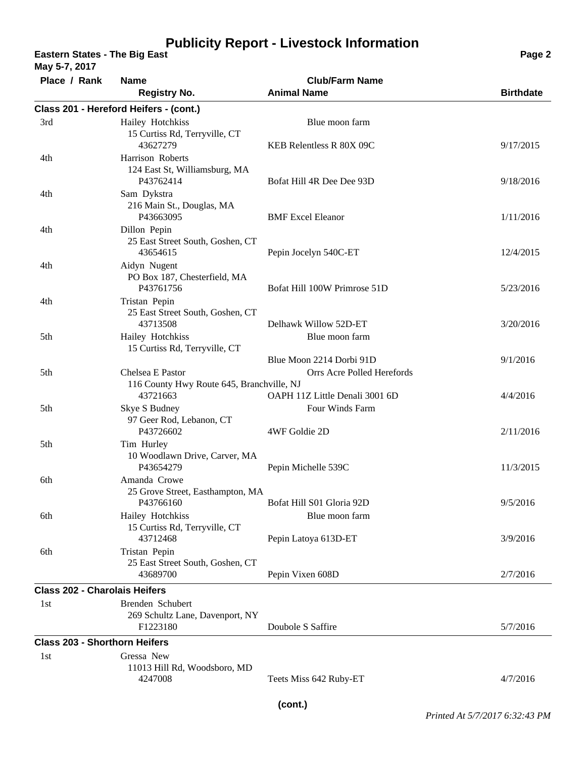# Publicity Report - Livestock Information

**Eastern States - The Big East**
**May 5-7, 2017**

| Place / Rank | Name / Registry No. | Club/Farm Name / Animal Name | Birthdate |
|---|---|---|---|
| **Class 201 - Hereford Heifers - (cont.)** | | | |
| 3rd | Hailey Hotchkiss<br>15 Curtiss Rd, Terryville, CT<br>43627279 | Blue moon farm<br>KEB Relentless R 80X 09C | 9/17/2015 |
| 4th | Harrison Roberts<br>124 East St, Williamsburg, MA<br>P43762414 | Bofat Hill 4R Dee Dee 93D | 9/18/2016 |
| 4th | Sam Dykstra<br>216 Main St., Douglas, MA<br>P43663095 | BMF Excel Eleanor | 1/11/2016 |
| 4th | Dillon Pepin<br>25 East Street South, Goshen, CT<br>43654615 | Pepin Jocelyn 540C-ET | 12/4/2015 |
| 4th | Aidyn Nugent<br>PO Box 187, Chesterfield, MA<br>P43761756 | Bofat Hill 100W Primrose 51D | 5/23/2016 |
| 4th | Tristan Pepin<br>25 East Street South, Goshen, CT<br>43713508 | Delhawk Willow 52D-ET | 3/20/2016 |
| 5th | Hailey Hotchkiss<br>15 Curtiss Rd, Terryville, CT | Blue moon farm<br>Blue Moon 2214 Dorbi 91D | 9/1/2016 |
| 5th | Chelsea E Pastor<br>116 County Hwy Route 645, Branchville, NJ<br>43721663 | Orrs Acre Polled Herefords<br>OAPH 11Z Little Denali 3001 6D | 4/4/2016 |
| 5th | Skye S Budney<br>97 Geer Rod, Lebanon, CT<br>P43726602 | Four Winds Farm<br>4WF Goldie 2D | 2/11/2016 |
| 5th | Tim Hurley<br>10 Woodlawn Drive, Carver, MA<br>P43654279 | Pepin Michelle 539C | 11/3/2015 |
| 6th | Amanda Crowe<br>25 Grove Street, Easthampton, MA<br>P43766160 | Bofat Hill S01 Gloria 92D | 9/5/2016 |
| 6th | Hailey Hotchkiss<br>15 Curtiss Rd, Terryville, CT<br>43712468 | Blue moon farm<br>Pepin Latoya 613D-ET | 3/9/2016 |
| 6th | Tristan Pepin<br>25 East Street South, Goshen, CT<br>43689700 | Pepin Vixen 608D | 2/7/2016 |
| **Class 202 - Charolais Heifers** | | | |
| 1st | Brenden Schubert<br>269 Schultz Lane, Davenport, NY<br>F1223180 | Doubole S Saffire | 5/7/2016 |
| **Class 203 - Shorthorn Heifers** | | | |
| 1st | Gressa New<br>11013 Hill Rd, Woodsboro, MD<br>4247008 | Teets Miss 642 Ruby-ET | 4/7/2016 |

**(cont.)**

*Printed At 5/7/2017 6:32:43 PM*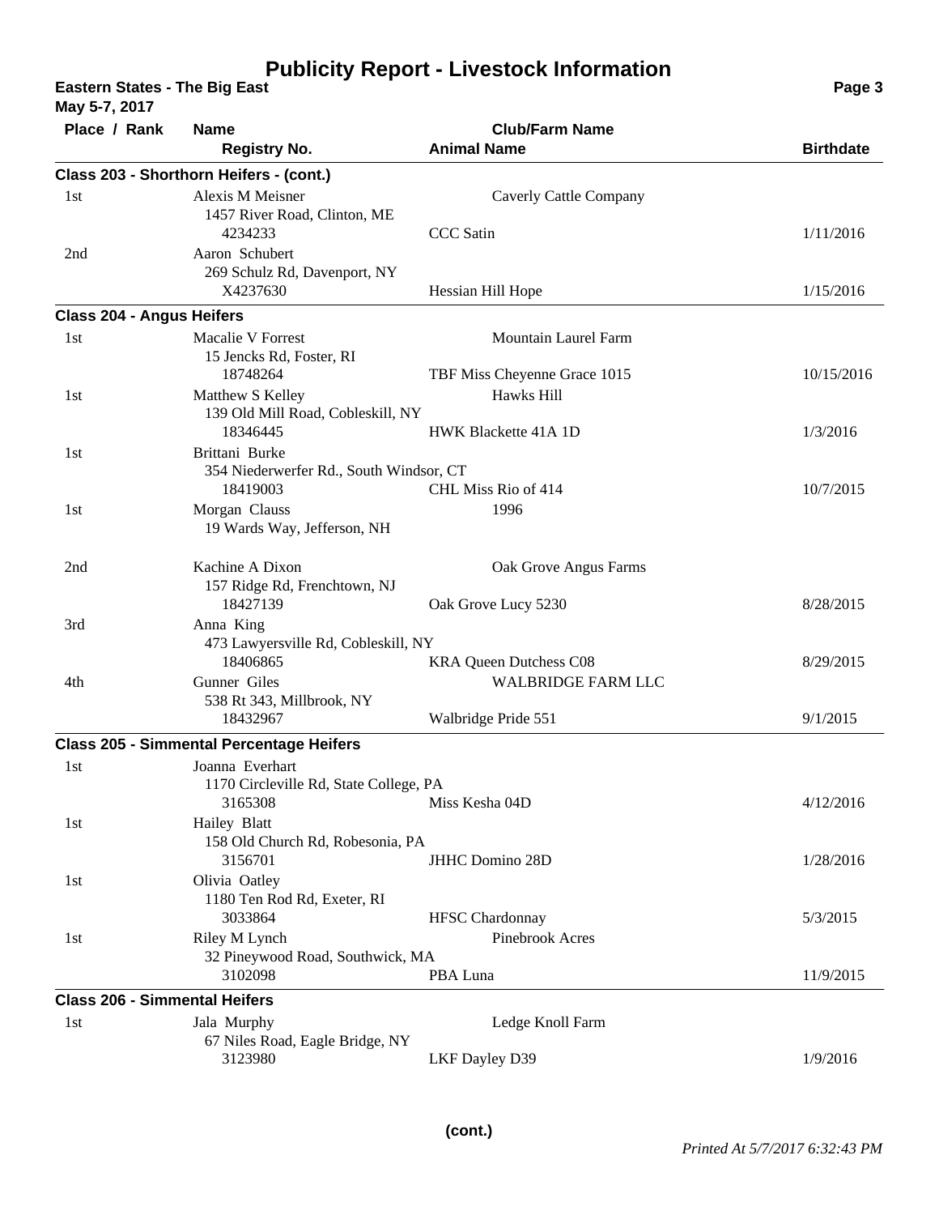# Publicity Report - Livestock Information

**Eastern States - The Big East**
**May 5-7, 2017**

| Place / Rank | Name / Registry No. | Club/Farm Name / Animal Name | Birthdate |
|---|---|---|---|
| **Class 203 - Shorthorn Heifers - (cont.)** | | | |
| 1st | Alexis M Meisner<br>1457 River Road, Clinton, ME<br>4234233 | Caverly Cattle Company<br>CCC Satin | 1/11/2016 |
| 2nd | Aaron Schubert<br>269 Schulz Rd, Davenport, NY<br>X4237630 | Hessian Hill Hope | 1/15/2016 |
| **Class 204 - Angus Heifers** | | | |
| 1st | Macalie V Forrest<br>15 Jencks Rd, Foster, RI<br>18748264 | Mountain Laurel Farm<br>TBF Miss Cheyenne Grace 1015 | 10/15/2016 |
| 1st | Matthew S Kelley<br>139 Old Mill Road, Cobleskill, NY<br>18346445 | Hawks Hill<br>HWK Blackette 41A 1D | 1/3/2016 |
| 1st | Brittani Burke<br>354 Niederwerfer Rd., South Windsor, CT<br>18419003 | CHL Miss Rio of 414 | 10/7/2015 |
| 1st | Morgan Clauss<br>19 Wards Way, Jefferson, NH | 1996 | |
| 2nd | Kachine A Dixon<br>157 Ridge Rd, Frenchtown, NJ<br>18427139 | Oak Grove Angus Farms<br>Oak Grove Lucy 5230 | 8/28/2015 |
| 3rd | Anna King<br>473 Lawyersville Rd, Cobleskill, NY<br>18406865 | KRA Queen Dutchess C08 | 8/29/2015 |
| 4th | Gunner Giles<br>538 Rt 343, Millbrook, NY<br>18432967 | WALBRIDGE FARM LLC<br>Walbridge Pride 551 | 9/1/2015 |
| **Class 205 - Simmental Percentage Heifers** | | | |
| 1st | Joanna Everhart<br>1170 Circleville Rd, State College, PA<br>3165308 | Miss Kesha 04D | 4/12/2016 |
| 1st | Hailey Blatt<br>158 Old Church Rd, Robesonia, PA<br>3156701 | JHHC Domino 28D | 1/28/2016 |
| 1st | Olivia Oatley<br>1180 Ten Rod Rd, Exeter, RI<br>3033864 | HFSC Chardonnay | 5/3/2015 |
| 1st | Riley M Lynch<br>32 Pineywood Road, Southwick, MA<br>3102098 | Pinebrook Acres<br>PBA Luna | 11/9/2015 |
| **Class 206 - Simmental Heifers** | | | |
| 1st | Jala Murphy<br>67 Niles Road, Eagle Bridge, NY<br>3123980 | Ledge Knoll Farm<br>LKF Dayley D39 | 1/9/2016 |

**(cont.)**

*Printed At 5/7/2017 6:32:43 PM*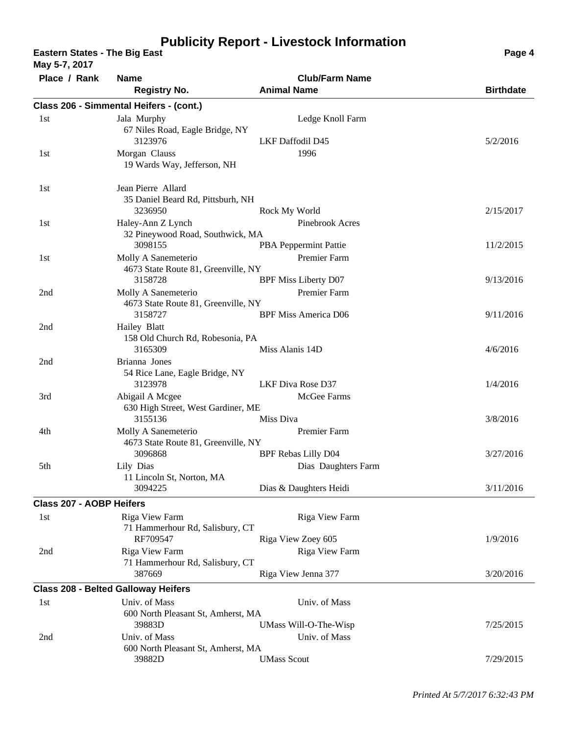# Publicity Report - Livestock Information

**Eastern States - The Big East**
**May 5-7, 2017**

| Place / Rank | Name / Registry No. | Club/Farm Name / Animal Name | Birthdate |
|---|---|---|---|
| **Class 206 - Simmental Heifers - (cont.)** | | | |
| 1st | Jala Murphy<br>67 Niles Road, Eagle Bridge, NY<br>3123976 | Ledge Knoll Farm<br>LKF Daffodil D45 | 5/2/2016 |
| 1st | Morgan Clauss<br>19 Wards Way, Jefferson, NH | 1996 | |
| 1st | Jean Pierre Allard<br>35 Daniel Beard Rd, Pittsburh, NH<br>3236950 | Rock My World | 2/15/2017 |
| 1st | Haley-Ann Z Lynch<br>32 Pineywood Road, Southwick, MA<br>3098155 | Pinebrook Acres<br>PBA Peppermint Pattie | 11/2/2015 |
| 1st | Molly A Sanemeterio<br>4673 State Route 81, Greenville, NY<br>3158728 | Premier Farm<br>BPF Miss Liberty D07 | 9/13/2016 |
| 2nd | Molly A Sanemeterio<br>4673 State Route 81, Greenville, NY<br>3158727 | Premier Farm<br>BPF Miss America D06 | 9/11/2016 |
| 2nd | Hailey Blatt<br>158 Old Church Rd, Robesonia, PA<br>3165309 | Miss Alanis 14D | 4/6/2016 |
| 2nd | Brianna Jones<br>54 Rice Lane, Eagle Bridge, NY<br>3123978 | LKF Diva Rose D37 | 1/4/2016 |
| 3rd | Abigail A Mcgee<br>630 High Street, West Gardiner, ME<br>3155136 | McGee Farms<br>Miss Diva | 3/8/2016 |
| 4th | Molly A Sanemeterio<br>4673 State Route 81, Greenville, NY<br>3096868 | Premier Farm<br>BPF Rebas Lilly D04 | 3/27/2016 |
| 5th | Lily Dias<br>11 Lincoln St, Norton, MA<br>3094225 | Dias Daughters Farm<br>Dias & Daughters Heidi | 3/11/2016 |
| **Class 207 - AOBP Heifers** | | | |
| 1st | Riga View Farm<br>71 Hammerhour Rd, Salisbury, CT<br>RF709547 | Riga View Farm<br>Riga View Zoey 605 | 1/9/2016 |
| 2nd | Riga View Farm<br>71 Hammerhour Rd, Salisbury, CT<br>387669 | Riga View Farm<br>Riga View Jenna 377 | 3/20/2016 |
| **Class 208 - Belted Galloway Heifers** | | | |
| 1st | Univ. of Mass<br>600 North Pleasant St, Amherst, MA<br>39883D | Univ. of Mass<br>UMass Will-O-The-Wisp | 7/25/2015 |
| 2nd | Univ. of Mass<br>600 North Pleasant St, Amherst, MA<br>39882D | Univ. of Mass<br>UMass Scout | 7/29/2015 |

*Printed At 5/7/2017 6:32:43 PM*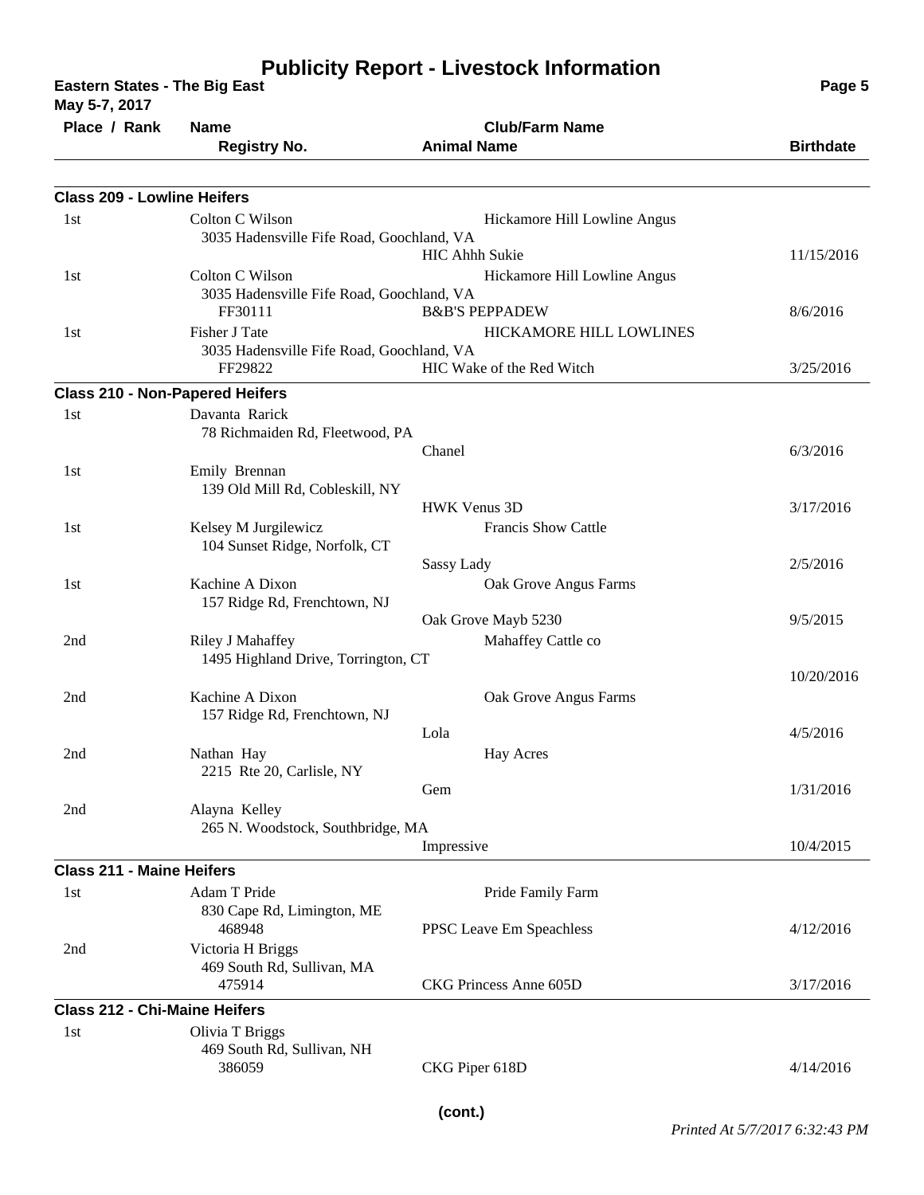# Publicity Report - Livestock Information

**Eastern States - The Big East**
**May 5-7, 2017**

| Place / Rank | Name / Registry No. | Club/Farm Name / Animal Name | Birthdate |
|---|---|---|---|

### Class 209 - Lowline Heifers

| Place / Rank | Name / Registry No. | Club/Farm Name / Animal Name | Birthdate |
|---|---|---|---|
| 1st | Colton C Wilson<br>3035 Hadensville Fife Road, Goochland, VA | Hickamore Hill Lowline Angus<br>HIC Ahhh Sukie | 11/15/2016 |
| 1st | Colton C Wilson<br>3035 Hadensville Fife Road, Goochland, VA<br>FF30111 | Hickamore Hill Lowline Angus<br>B&B'S PEPPADEW | 8/6/2016 |
| 1st | Fisher J Tate<br>3035 Hadensville Fife Road, Goochland, VA<br>FF29822 | HICKAMORE HILL LOWLINES<br>HIC Wake of the Red Witch | 3/25/2016 |

### Class 210 - Non-Papered Heifers

| Place / Rank | Name / Registry No. | Club/Farm Name / Animal Name | Birthdate |
|---|---|---|---|
| 1st | Davanta Rarick<br>78 Richmaiden Rd, Fleetwood, PA | Chanel | 6/3/2016 |
| 1st | Emily Brennan<br>139 Old Mill Rd, Cobleskill, NY | HWK Venus 3D | 3/17/2016 |
| 1st | Kelsey M Jurgilewicz<br>104 Sunset Ridge, Norfolk, CT | Francis Show Cattle<br>Sassy Lady | 2/5/2016 |
| 1st | Kachine A Dixon<br>157 Ridge Rd, Frenchtown, NJ | Oak Grove Angus Farms<br>Oak Grove Mayb 5230 | 9/5/2015 |
| 2nd | Riley J Mahaffey<br>1495 Highland Drive, Torrington, CT | Mahaffey Cattle co | 10/20/2016 |
| 2nd | Kachine A Dixon<br>157 Ridge Rd, Frenchtown, NJ | Oak Grove Angus Farms<br>Lola | 4/5/2016 |
| 2nd | Nathan Hay<br>2215 Rte 20, Carlisle, NY | Hay Acres<br>Gem | 1/31/2016 |
| 2nd | Alayna Kelley<br>265 N. Woodstock, Southbridge, MA | Impressive | 10/4/2015 |

### Class 211 - Maine Heifers

| Place / Rank | Name / Registry No. | Club/Farm Name / Animal Name | Birthdate |
|---|---|---|---|
| 1st | Adam T Pride<br>830 Cape Rd, Limington, ME<br>468948 | Pride Family Farm<br>PPSC Leave Em Speachless | 4/12/2016 |
| 2nd | Victoria H Briggs<br>469 South Rd, Sullivan, MA<br>475914 | CKG Princess Anne 605D | 3/17/2016 |

### Class 212 - Chi-Maine Heifers

| Place / Rank | Name / Registry No. | Club/Farm Name / Animal Name | Birthdate |
|---|---|---|---|
| 1st | Olivia T Briggs<br>469 South Rd, Sullivan, NH<br>386059 | CKG Piper 618D | 4/14/2016 |

**(cont.)**

*Printed At 5/7/2017 6:32:43 PM*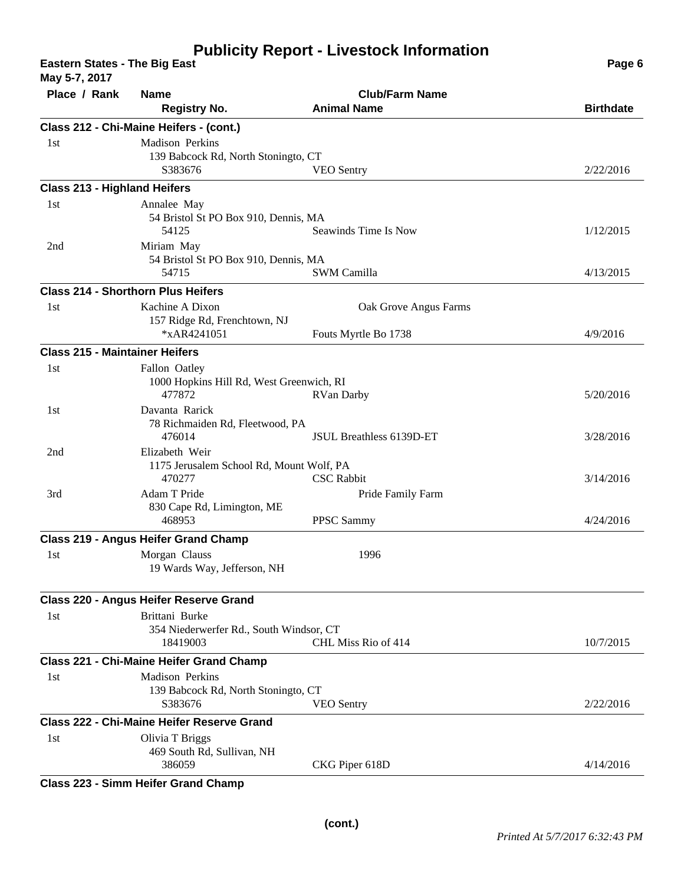# Publicity Report - Livestock Information

**Eastern States - The Big East**
**May 5-7, 2017**

| Place / Rank | Name / Registry No. | Club/Farm Name / Animal Name | Birthdate |
|---|---|---|---|
| **Class 212 - Chi-Maine Heifers - (cont.)** | | | |
| 1st | Madison Perkins<br>139 Babcock Rd, North Stoningto, CT<br>S383676 | VEO Sentry | 2/22/2016 |
| **Class 213 - Highland Heifers** | | | |
| 1st | Annalee May<br>54 Bristol St PO Box 910, Dennis, MA<br>54125 | Seawinds Time Is Now | 1/12/2015 |
| 2nd | Miriam May<br>54 Bristol St PO Box 910, Dennis, MA<br>54715 | SWM Camilla | 4/13/2015 |
| **Class 214 - Shorthorn Plus Heifers** | | | |
| 1st | Kachine A Dixon<br>157 Ridge Rd, Frenchtown, NJ<br>*xAR4241051 | Oak Grove Angus Farms<br>Fouts Myrtle Bo 1738 | 4/9/2016 |
| **Class 215 - Maintainer Heifers** | | | |
| 1st | Fallon Oatley<br>1000 Hopkins Hill Rd, West Greenwich, RI<br>477872 | RVan Darby | 5/20/2016 |
| 1st | Davanta Rarick<br>78 Richmaiden Rd, Fleetwood, PA<br>476014 | JSUL Breathless 6139D-ET | 3/28/2016 |
| 2nd | Elizabeth Weir<br>1175 Jerusalem School Rd, Mount Wolf, PA<br>470277 | CSC Rabbit | 3/14/2016 |
| 3rd | Adam T Pride<br>830 Cape Rd, Limington, ME<br>468953 | Pride Family Farm<br>PPSC Sammy | 4/24/2016 |
| **Class 219 - Angus Heifer Grand Champ** | | | |
| 1st | Morgan Clauss<br>19 Wards Way, Jefferson, NH | 1996 | |
| **Class 220 - Angus Heifer Reserve Grand** | | | |
| 1st | Brittani Burke<br>354 Niederwerfer Rd., South Windsor, CT<br>18419003 | CHL Miss Rio of 414 | 10/7/2015 |
| **Class 221 - Chi-Maine Heifer Grand Champ** | | | |
| 1st | Madison Perkins<br>139 Babcock Rd, North Stoningto, CT<br>S383676 | VEO Sentry | 2/22/2016 |
| **Class 222 - Chi-Maine Heifer Reserve Grand** | | | |
| 1st | Olivia T Briggs<br>469 South Rd, Sullivan, NH<br>386059 | CKG Piper 618D | 4/14/2016 |
| **Class 223 - Simm Heifer Grand Champ** | | | |

**(cont.)**

*Printed At 5/7/2017 6:32:43 PM*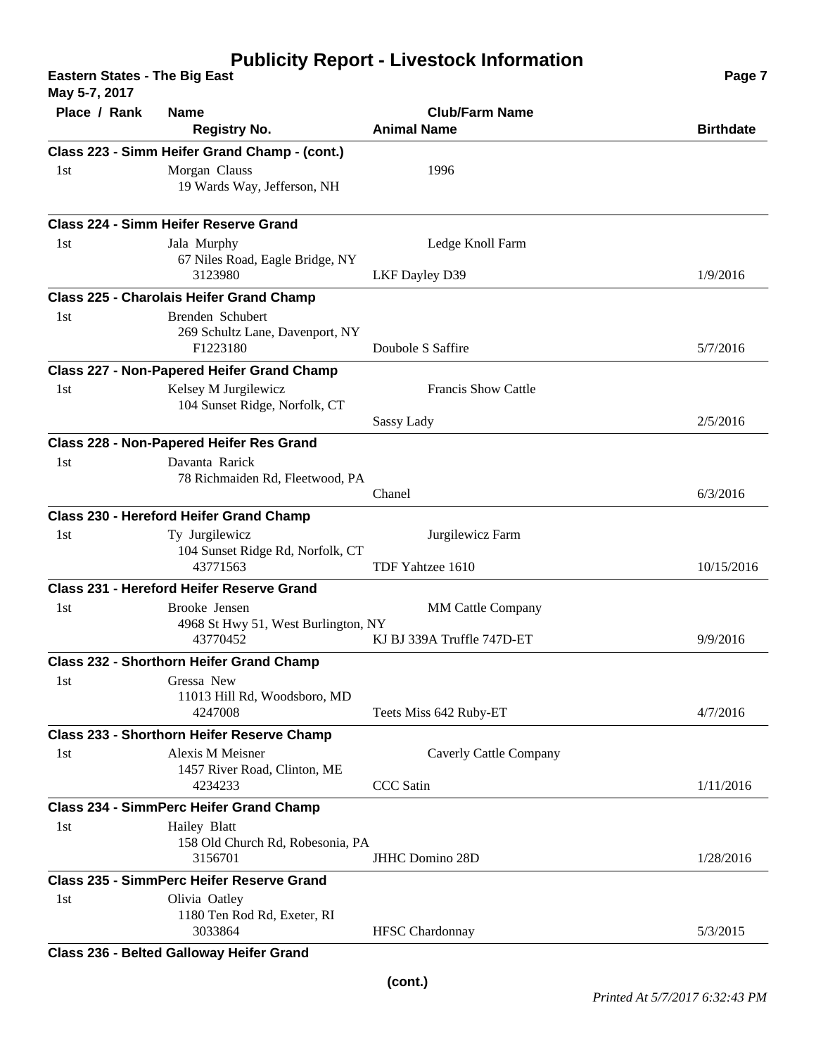# Publicity Report - Livestock Information

**Eastern States - The Big East**
**May 5-7, 2017**

| Place / Rank | Name / Registry No. | Club/Farm Name / Animal Name | Birthdate |
|---|---|---|---|
| **Class 223 - Simm Heifer Grand Champ - (cont.)** | | | |
| 1st | Morgan Clauss<br>19 Wards Way, Jefferson, NH | 1996 | |
| **Class 224 - Simm Heifer Reserve Grand** | | | |
| 1st | Jala Murphy<br>67 Niles Road, Eagle Bridge, NY<br>3123980 | Ledge Knoll Farm<br>LKF Dayley D39 | 1/9/2016 |
| **Class 225 - Charolais Heifer Grand Champ** | | | |
| 1st | Brenden Schubert<br>269 Schultz Lane, Davenport, NY<br>F1223180 | Doubole S Saffire | 5/7/2016 |
| **Class 227 - Non-Papered Heifer Grand Champ** | | | |
| 1st | Kelsey M Jurgilewicz<br>104 Sunset Ridge, Norfolk, CT | Francis Show Cattle<br>Sassy Lady | 2/5/2016 |
| **Class 228 - Non-Papered Heifer Res Grand** | | | |
| 1st | Davanta Rarick<br>78 Richmaiden Rd, Fleetwood, PA | Chanel | 6/3/2016 |
| **Class 230 - Hereford Heifer Grand Champ** | | | |
| 1st | Ty Jurgilewicz<br>104 Sunset Ridge Rd, Norfolk, CT<br>43771563 | Jurgilewicz Farm<br>TDF Yahtzee 1610 | 10/15/2016 |
| **Class 231 - Hereford Heifer Reserve Grand** | | | |
| 1st | Brooke Jensen<br>4968 St Hwy 51, West Burlington, NY<br>43770452 | MM Cattle Company<br>KJ BJ 339A Truffle 747D-ET | 9/9/2016 |
| **Class 232 - Shorthorn Heifer Grand Champ** | | | |
| 1st | Gressa New<br>11013 Hill Rd, Woodsboro, MD<br>4247008 | Teets Miss 642 Ruby-ET | 4/7/2016 |
| **Class 233 - Shorthorn Heifer Reserve Champ** | | | |
| 1st | Alexis M Meisner<br>1457 River Road, Clinton, ME<br>4234233 | Caverly Cattle Company<br>CCC Satin | 1/11/2016 |
| **Class 234 - SimmPerc Heifer Grand Champ** | | | |
| 1st | Hailey Blatt<br>158 Old Church Rd, Robesonia, PA<br>3156701 | JHHC Domino 28D | 1/28/2016 |
| **Class 235 - SimmPerc Heifer Reserve Grand** | | | |
| 1st | Olivia Oatley<br>1180 Ten Rod Rd, Exeter, RI<br>3033864 | HFSC Chardonnay | 5/3/2015 |
| **Class 236 - Belted Galloway Heifer Grand** | | | |

**(cont.)**

*Printed At 5/7/2017 6:32:43 PM*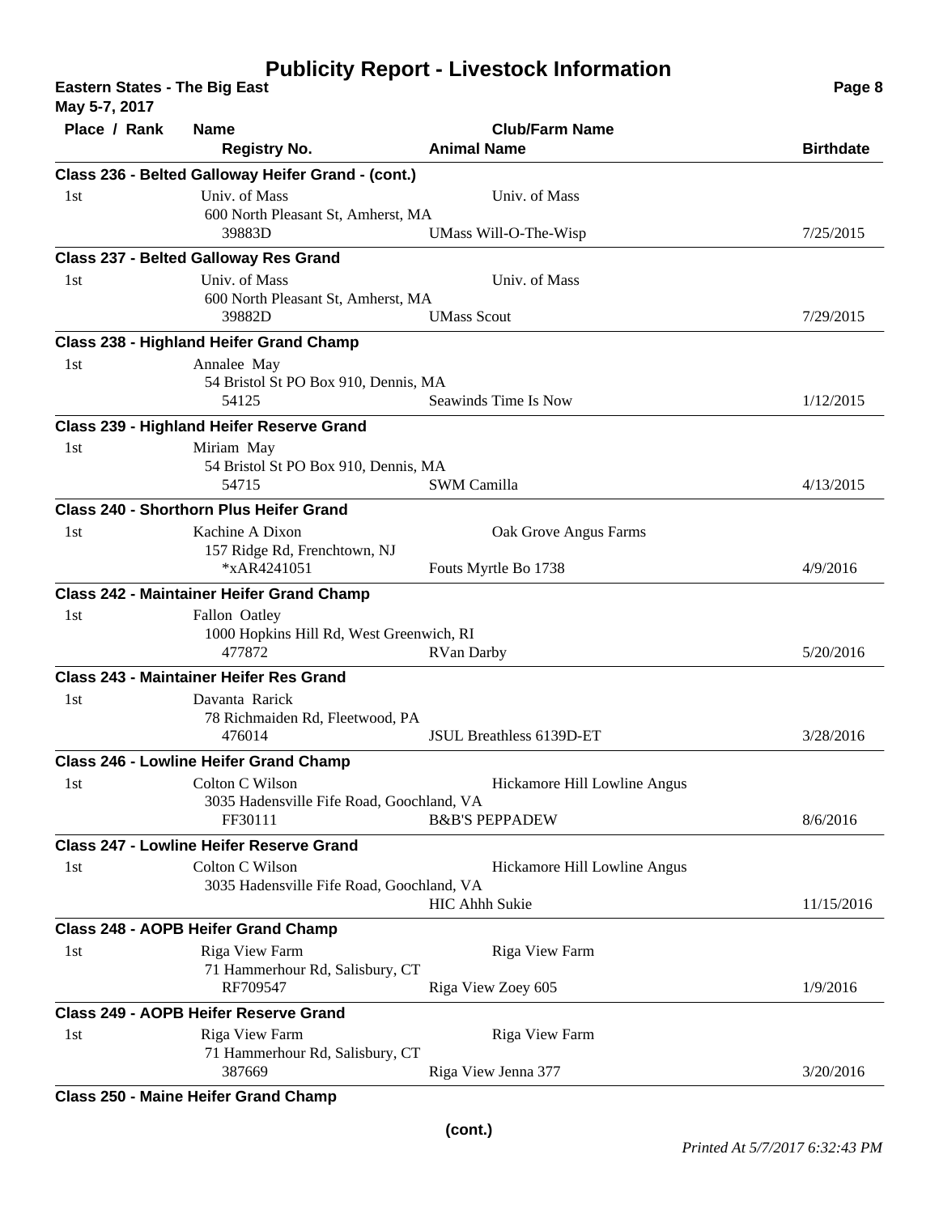# Publicity Report - Livestock Information

**Eastern States - The Big East**
**May 5-7, 2017**

| Place / Rank | Name / Registry No. | Club/Farm Name / Animal Name | Birthdate |
|---|---|---|---|
| **Class 236 - Belted Galloway Heifer Grand - (cont.)** | | | |
| 1st | Univ. of Mass<br>600 North Pleasant St, Amherst, MA<br>39883D | Univ. of Mass<br>UMass Will-O-The-Wisp | 7/25/2015 |
| **Class 237 - Belted Galloway Res Grand** | | | |
| 1st | Univ. of Mass<br>600 North Pleasant St, Amherst, MA<br>39882D | Univ. of Mass<br>UMass Scout | 7/29/2015 |
| **Class 238 - Highland Heifer Grand Champ** | | | |
| 1st | Annalee May<br>54 Bristol St PO Box 910, Dennis, MA<br>54125 | Seawinds Time Is Now | 1/12/2015 |
| **Class 239 - Highland Heifer Reserve Grand** | | | |
| 1st | Miriam May<br>54 Bristol St PO Box 910, Dennis, MA<br>54715 | SWM Camilla | 4/13/2015 |
| **Class 240 - Shorthorn Plus Heifer Grand** | | | |
| 1st | Kachine A Dixon<br>157 Ridge Rd, Frenchtown, NJ<br>*xAR4241051 | Oak Grove Angus Farms<br>Fouts Myrtle Bo 1738 | 4/9/2016 |
| **Class 242 - Maintainer Heifer Grand Champ** | | | |
| 1st | Fallon Oatley<br>1000 Hopkins Hill Rd, West Greenwich, RI<br>477872 | RVan Darby | 5/20/2016 |
| **Class 243 - Maintainer Heifer Res Grand** | | | |
| 1st | Davanta Rarick<br>78 Richmaiden Rd, Fleetwood, PA<br>476014 | JSUL Breathless 6139D-ET | 3/28/2016 |
| **Class 246 - Lowline Heifer Grand Champ** | | | |
| 1st | Colton C Wilson<br>3035 Hadensville Fife Road, Goochland, VA<br>FF30111 | Hickamore Hill Lowline Angus<br>B&B'S PEPPADEW | 8/6/2016 |
| **Class 247 - Lowline Heifer Reserve Grand** | | | |
| 1st | Colton C Wilson<br>3035 Hadensville Fife Road, Goochland, VA | Hickamore Hill Lowline Angus<br>HIC Ahhh Sukie | 11/15/2016 |
| **Class 248 - AOPB Heifer Grand Champ** | | | |
| 1st | Riga View Farm<br>71 Hammerhour Rd, Salisbury, CT<br>RF709547 | Riga View Farm<br>Riga View Zoey 605 | 1/9/2016 |
| **Class 249 - AOPB Heifer Reserve Grand** | | | |
| 1st | Riga View Farm<br>71 Hammerhour Rd, Salisbury, CT<br>387669 | Riga View Farm<br>Riga View Jenna 377 | 3/20/2016 |
| **Class 250 - Maine Heifer Grand Champ** | | | |

**(cont.)**

*Printed At 5/7/2017 6:32:43 PM*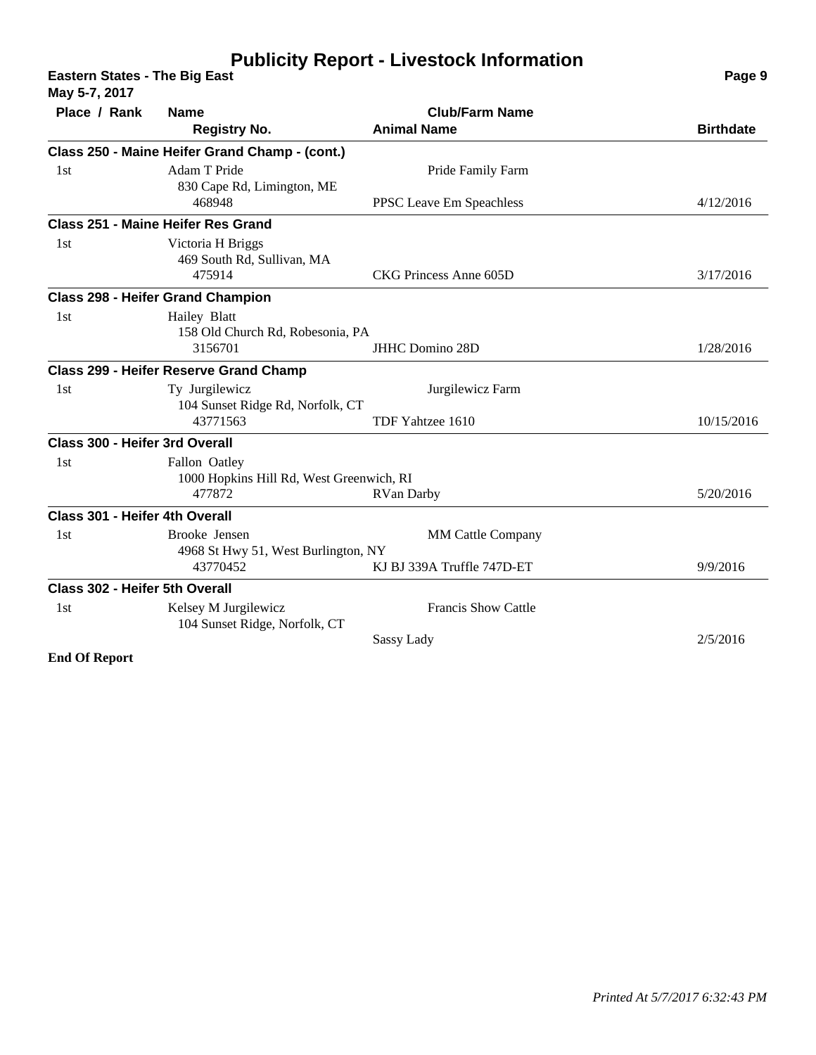# Publicity Report - Livestock Information

**Eastern States - The Big East**
**May 5-7, 2017**

| Place / Rank | Name / Registry No. | Club/Farm Name / Animal Name | Birthdate |
|---|---|---|---|
| **Class 250 - Maine Heifer Grand Champ - (cont.)** | | | |
| 1st | Adam T Pride<br>830 Cape Rd, Limington, ME<br>468948 | Pride Family Farm<br>PPSC Leave Em Speachless | 4/12/2016 |
| **Class 251 - Maine Heifer Res Grand** | | | |
| 1st | Victoria H Briggs<br>469 South Rd, Sullivan, MA<br>475914 | CKG Princess Anne 605D | 3/17/2016 |
| **Class 298 - Heifer Grand Champion** | | | |
| 1st | Hailey Blatt<br>158 Old Church Rd, Robesonia, PA<br>3156701 | JHHC Domino 28D | 1/28/2016 |
| **Class 299 - Heifer Reserve Grand Champ** | | | |
| 1st | Ty Jurgilewicz<br>104 Sunset Ridge Rd, Norfolk, CT<br>43771563 | Jurgilewicz Farm<br>TDF Yahtzee 1610 | 10/15/2016 |
| **Class 300 - Heifer 3rd Overall** | | | |
| 1st | Fallon Oatley<br>1000 Hopkins Hill Rd, West Greenwich, RI<br>477872 | RVan Darby | 5/20/2016 |
| **Class 301 - Heifer 4th Overall** | | | |
| 1st | Brooke Jensen<br>4968 St Hwy 51, West Burlington, NY<br>43770452 | MM Cattle Company<br>KJ BJ 339A Truffle 747D-ET | 9/9/2016 |
| **Class 302 - Heifer 5th Overall** | | | |
| 1st | Kelsey M Jurgilewicz<br>104 Sunset Ridge, Norfolk, CT | Francis Show Cattle<br>Sassy Lady | 2/5/2016 |

**End Of Report**

*Printed At 5/7/2017 6:32:43 PM*